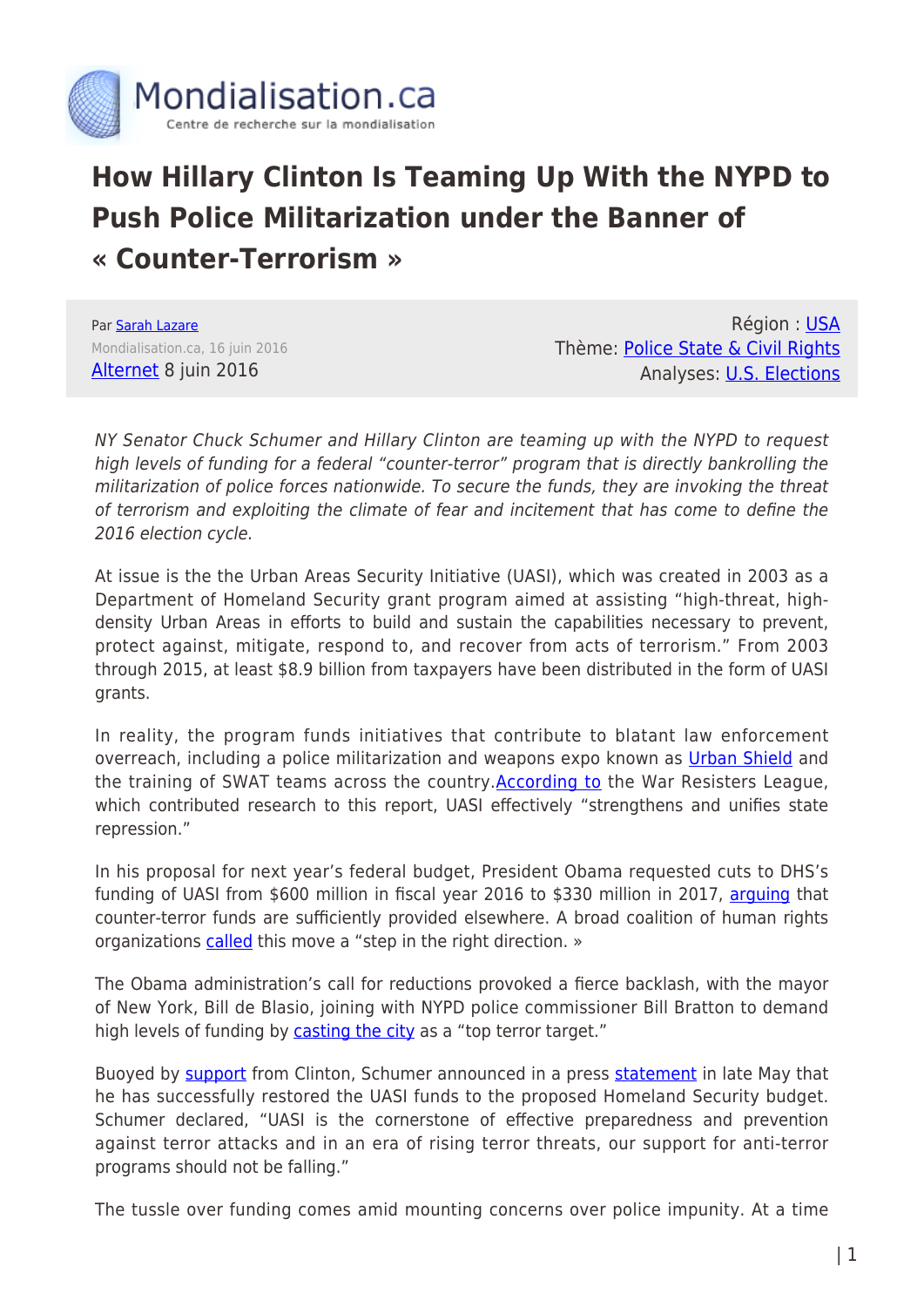# How Hillary Clinton Is Teaming Up With the NYPD to Push Police Militarization under the Banner of « Counter-Terrorism »

Par Sarah Lazare
Mondialisation.ca, 16 juin 2016
Alternet 8 juin 2016

Région : USA
Thème: Police State & Civil Rights
Analyses: U.S. Elections

*NY Senator Chuck Schumer and Hillary Clinton are teaming up with the NYPD to request high levels of funding for a federal "counter-terror" program that is directly bankrolling the militarization of police forces nationwide. To secure the funds, they are invoking the threat of terrorism and exploiting the climate of fear and incitement that has come to define the 2016 election cycle.*

At issue is the the Urban Areas Security Initiative (UASI), which was created in 2003 as a Department of Homeland Security grant program aimed at assisting "high-threat, high-density Urban Areas in efforts to build and sustain the capabilities necessary to prevent, protect against, mitigate, respond to, and recover from acts of terrorism." From 2003 through 2015, at least $8.9 billion from taxpayers have been distributed in the form of UASI grants.

In reality, the program funds initiatives that contribute to blatant law enforcement overreach, including a police militarization and weapons expo known as Urban Shield and the training of SWAT teams across the country.According to the War Resisters League, which contributed research to this report, UASI effectively "strengthens and unifies state repression."

In his proposal for next year's federal budget, President Obama requested cuts to DHS's funding of UASI from $600 million in fiscal year 2016 to $330 million in 2017, arguing that counter-terror funds are sufficiently provided elsewhere. A broad coalition of human rights organizations called this move a "step in the right direction. »

The Obama administration's call for reductions provoked a fierce backlash, with the mayor of New York, Bill de Blasio, joining with NYPD police commissioner Bill Bratton to demand high levels of funding by casting the city as a "top terror target."

Buoyed by support from Clinton, Schumer announced in a press statement in late May that he has successfully restored the UASI funds to the proposed Homeland Security budget. Schumer declared, "UASI is the cornerstone of effective preparedness and prevention against terror attacks and in an era of rising terror threats, our support for anti-terror programs should not be falling."

The tussle over funding comes amid mounting concerns over police impunity. At a time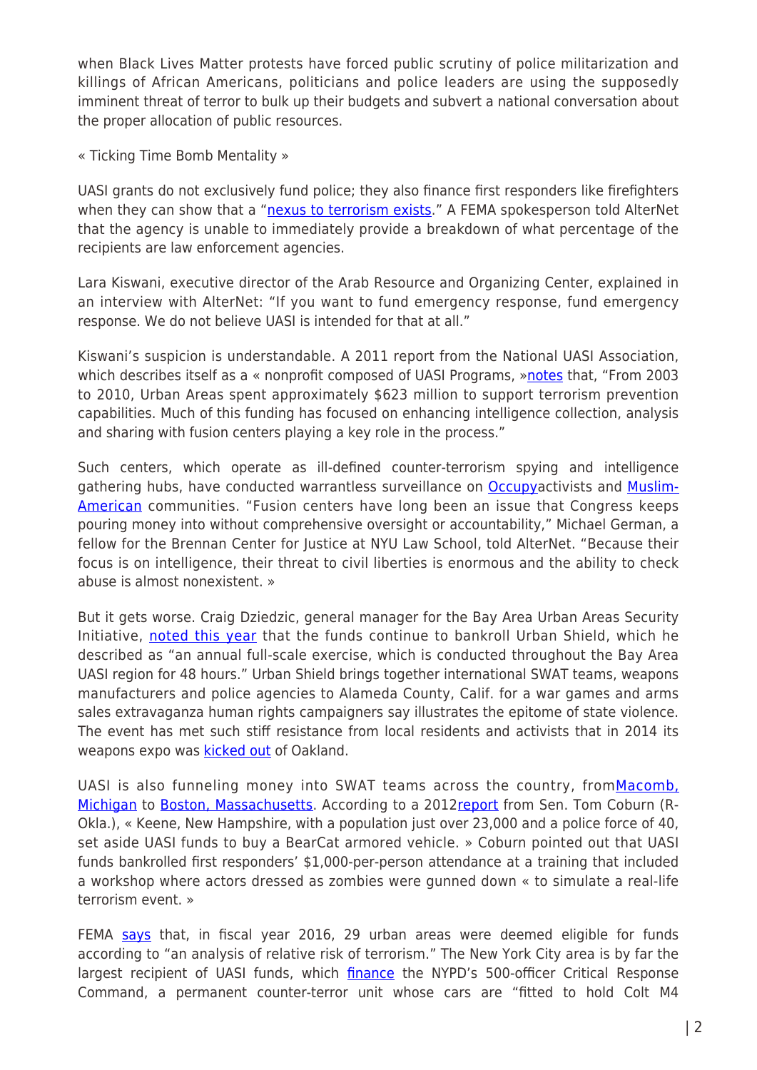when Black Lives Matter protests have forced public scrutiny of police militarization and killings of African Americans, politicians and police leaders are using the supposedly imminent threat of terror to bulk up their budgets and subvert a national conversation about the proper allocation of public resources.

« Ticking Time Bomb Mentality »

UASI grants do not exclusively fund police; they also finance first responders like firefighters when they can show that a "nexus to terrorism exists." A FEMA spokesperson told AlterNet that the agency is unable to immediately provide a breakdown of what percentage of the recipients are law enforcement agencies.

Lara Kiswani, executive director of the Arab Resource and Organizing Center, explained in an interview with AlterNet: "If you want to fund emergency response, fund emergency response. We do not believe UASI is intended for that at all."

Kiswani's suspicion is understandable. A 2011 report from the National UASI Association, which describes itself as a « nonprofit composed of UASI Programs, »notes that, "From 2003 to 2010, Urban Areas spent approximately $623 million to support terrorism prevention capabilities. Much of this funding has focused on enhancing intelligence collection, analysis and sharing with fusion centers playing a key role in the process."

Such centers, which operate as ill-defined counter-terrorism spying and intelligence gathering hubs, have conducted warrantless surveillance on Occupyactivists and Muslim-American communities. "Fusion centers have long been an issue that Congress keeps pouring money into without comprehensive oversight or accountability," Michael German, a fellow for the Brennan Center for Justice at NYU Law School, told AlterNet. "Because their focus is on intelligence, their threat to civil liberties is enormous and the ability to check abuse is almost nonexistent. »

But it gets worse. Craig Dziedzic, general manager for the Bay Area Urban Areas Security Initiative, noted this year that the funds continue to bankroll Urban Shield, which he described as "an annual full-scale exercise, which is conducted throughout the Bay Area UASI region for 48 hours." Urban Shield brings together international SWAT teams, weapons manufacturers and police agencies to Alameda County, Calif. for a war games and arms sales extravaganza human rights campaigners say illustrates the epitome of state violence. The event has met such stiff resistance from local residents and activists that in 2014 its weapons expo was kicked out of Oakland.

UASI is also funneling money into SWAT teams across the country, fromMacomb, Michigan to Boston, Massachusetts. According to a 2012report from Sen. Tom Coburn (R-Okla.), « Keene, New Hampshire, with a population just over 23,000 and a police force of 40, set aside UASI funds to buy a BearCat armored vehicle. » Coburn pointed out that UASI funds bankrolled first responders' $1,000-per-person attendance at a training that included a workshop where actors dressed as zombies were gunned down « to simulate a real-life terrorism event. »

FEMA says that, in fiscal year 2016, 29 urban areas were deemed eligible for funds according to "an analysis of relative risk of terrorism." The New York City area is by far the largest recipient of UASI funds, which finance the NYPD's 500-officer Critical Response Command, a permanent counter-terror unit whose cars are "fitted to hold Colt M4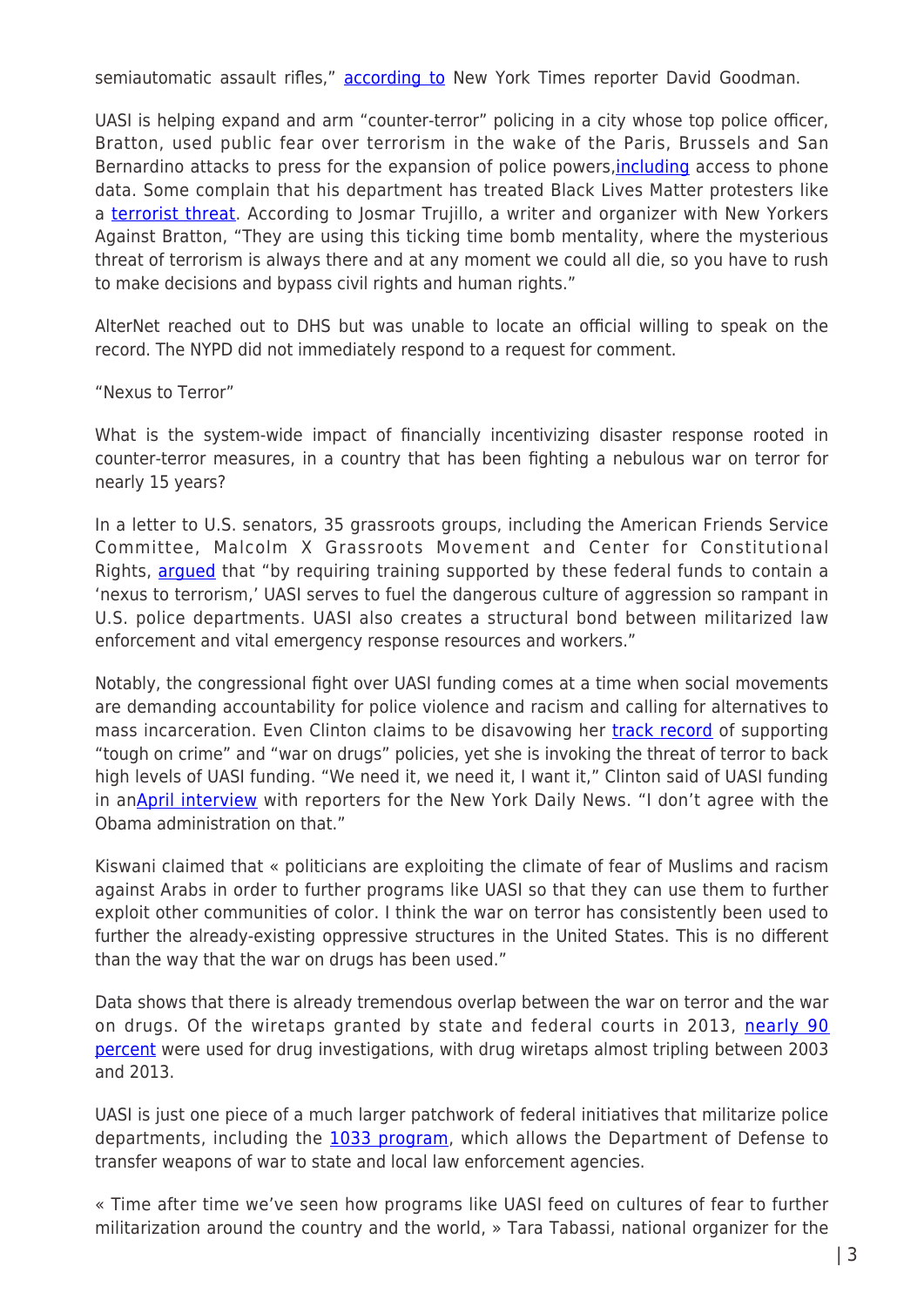semiautomatic assault rifles," according to New York Times reporter David Goodman.

UASI is helping expand and arm "counter-terror" policing in a city whose top police officer, Bratton, used public fear over terrorism in the wake of the Paris, Brussels and San Bernardino attacks to press for the expansion of police powers,including access to phone data. Some complain that his department has treated Black Lives Matter protesters like a terrorist threat. According to Josmar Trujillo, a writer and organizer with New Yorkers Against Bratton, "They are using this ticking time bomb mentality, where the mysterious threat of terrorism is always there and at any moment we could all die, so you have to rush to make decisions and bypass civil rights and human rights."

AlterNet reached out to DHS but was unable to locate an official willing to speak on the record. The NYPD did not immediately respond to a request for comment.

"Nexus to Terror"

What is the system-wide impact of financially incentivizing disaster response rooted in counter-terror measures, in a country that has been fighting a nebulous war on terror for nearly 15 years?

In a letter to U.S. senators, 35 grassroots groups, including the American Friends Service Committee, Malcolm X Grassroots Movement and Center for Constitutional Rights, argued that "by requiring training supported by these federal funds to contain a 'nexus to terrorism,' UASI serves to fuel the dangerous culture of aggression so rampant in U.S. police departments. UASI also creates a structural bond between militarized law enforcement and vital emergency response resources and workers."

Notably, the congressional fight over UASI funding comes at a time when social movements are demanding accountability for police violence and racism and calling for alternatives to mass incarceration. Even Clinton claims to be disavowing her track record of supporting "tough on crime" and "war on drugs" policies, yet she is invoking the threat of terror to back high levels of UASI funding. "We need it, we need it, I want it," Clinton said of UASI funding in anApril interview with reporters for the New York Daily News. "I don't agree with the Obama administration on that."

Kiswani claimed that « politicians are exploiting the climate of fear of Muslims and racism against Arabs in order to further programs like UASI so that they can use them to further exploit other communities of color. I think the war on terror has consistently been used to further the already-existing oppressive structures in the United States. This is no different than the way that the war on drugs has been used."

Data shows that there is already tremendous overlap between the war on terror and the war on drugs. Of the wiretaps granted by state and federal courts in 2013, nearly 90 percent were used for drug investigations, with drug wiretaps almost tripling between 2003 and 2013.

UASI is just one piece of a much larger patchwork of federal initiatives that militarize police departments, including the 1033 program, which allows the Department of Defense to transfer weapons of war to state and local law enforcement agencies.

« Time after time we've seen how programs like UASI feed on cultures of fear to further militarization around the country and the world, » Tara Tabassi, national organizer for the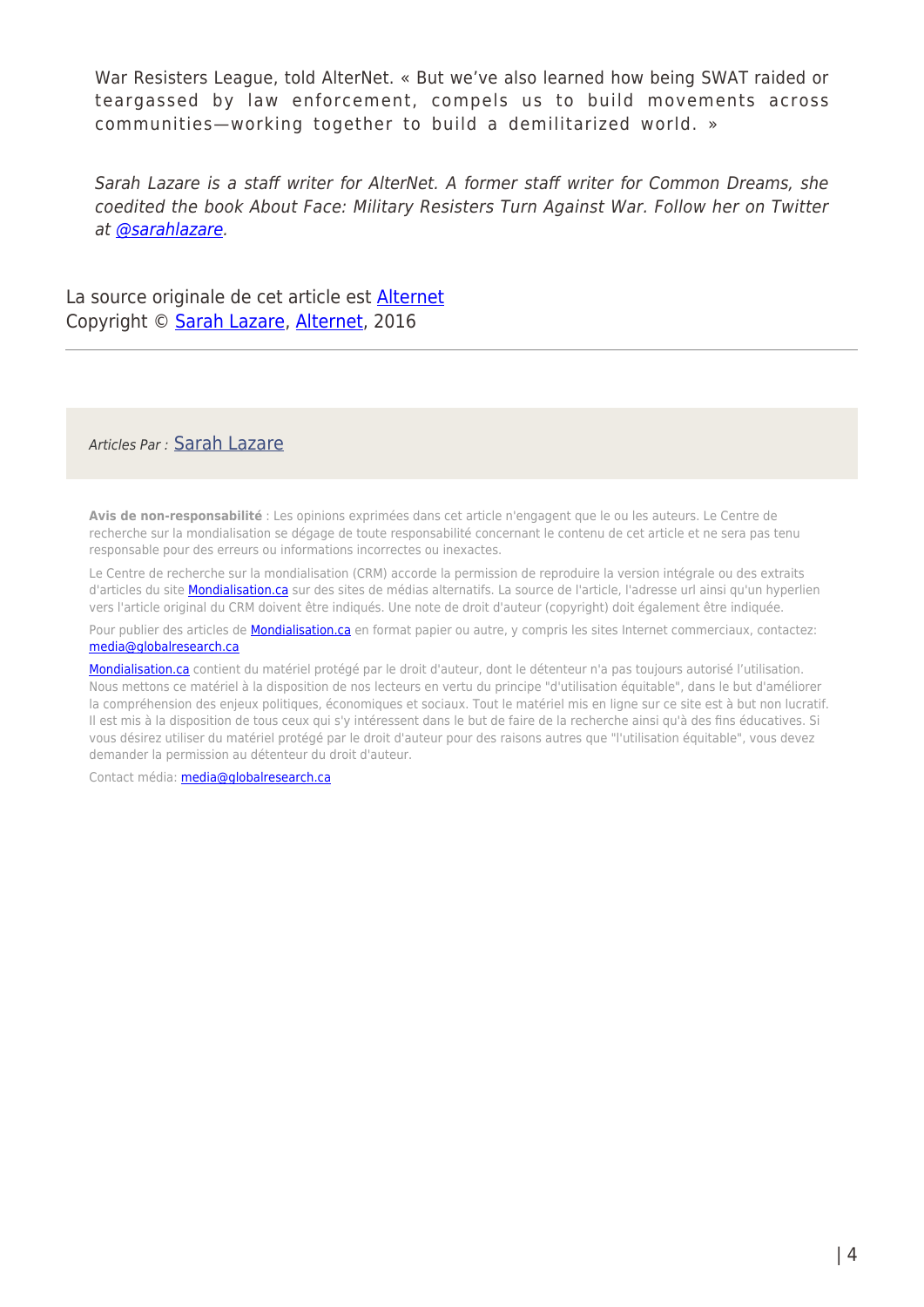War Resisters League, told AlterNet. « But we've also learned how being SWAT raided or teargassed by law enforcement, compels us to build movements across communities—working together to build a demilitarized world. »

*Sarah Lazare is a staff writer for AlterNet. A former staff writer for Common Dreams, she coedited the book About Face: Military Resisters Turn Against War. Follow her on Twitter at @sarahlazare.*

La source originale de cet article est Alternet
Copyright © Sarah Lazare, Alternet, 2016

---

*Articles Par :* Sarah Lazare

**Avis de non-responsabilité** : Les opinions exprimées dans cet article n'engagent que le ou les auteurs. Le Centre de recherche sur la mondialisation se dégage de toute responsabilité concernant le contenu de cet article et ne sera pas tenu responsable pour des erreurs ou informations incorrectes ou inexactes.

Le Centre de recherche sur la mondialisation (CRM) accorde la permission de reproduire la version intégrale ou des extraits d'articles du site Mondialisation.ca sur des sites de médias alternatifs. La source de l'article, l'adresse url ainsi qu'un hyperlien vers l'article original du CRM doivent être indiqués. Une note de droit d'auteur (copyright) doit également être indiquée.

Pour publier des articles de Mondialisation.ca en format papier ou autre, y compris les sites Internet commerciaux, contactez: media@globalresearch.ca

Mondialisation.ca contient du matériel protégé par le droit d'auteur, dont le détenteur n'a pas toujours autorisé l'utilisation. Nous mettons ce matériel à la disposition de nos lecteurs en vertu du principe "d'utilisation équitable", dans le but d'améliorer la compréhension des enjeux politiques, économiques et sociaux. Tout le matériel mis en ligne sur ce site est à but non lucratif. Il est mis à la disposition de tous ceux qui s'y intéressent dans le but de faire de la recherche ainsi qu'à des fins éducatives. Si vous désirez utiliser du matériel protégé par le droit d'auteur pour des raisons autres que "l'utilisation équitable", vous devez demander la permission au détenteur du droit d'auteur.

Contact média: media@globalresearch.ca